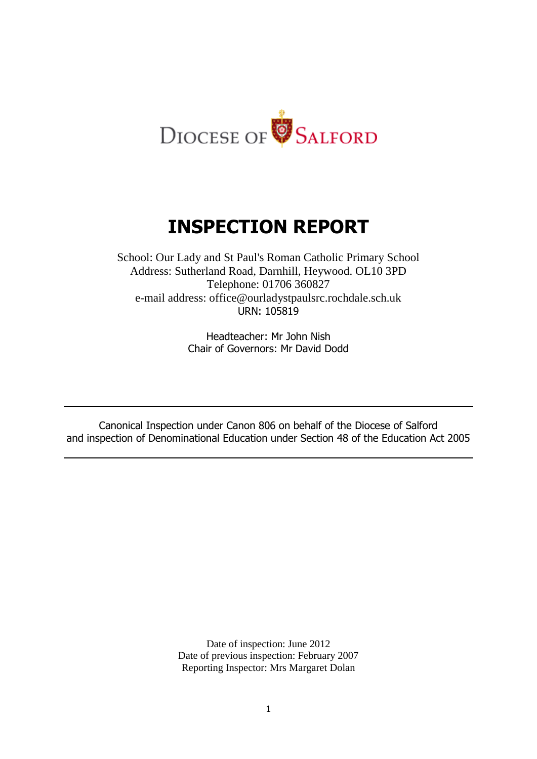DIOCESE OF SALFORD

# INSPECTION REPORT

School: Our Lady and St Paul's Roman Catholic Primary School
Address: Sutherland Road, Darnhill, Heywood. OL10 3PD
Telephone: 01706 360827
e-mail address: office@ourladystpaulsrc.rochdale.sch.uk
URN: 105819

Headteacher: Mr John Nish
Chair of Governors: Mr David Dodd

---

Canonical Inspection under Canon 806 on behalf of the Diocese of Salford
and inspection of Denominational Education under Section 48 of the Education Act 2005

---

Date of inspection: June 2012
Date of previous inspection: February 2007
Reporting Inspector: Mrs Margaret Dolan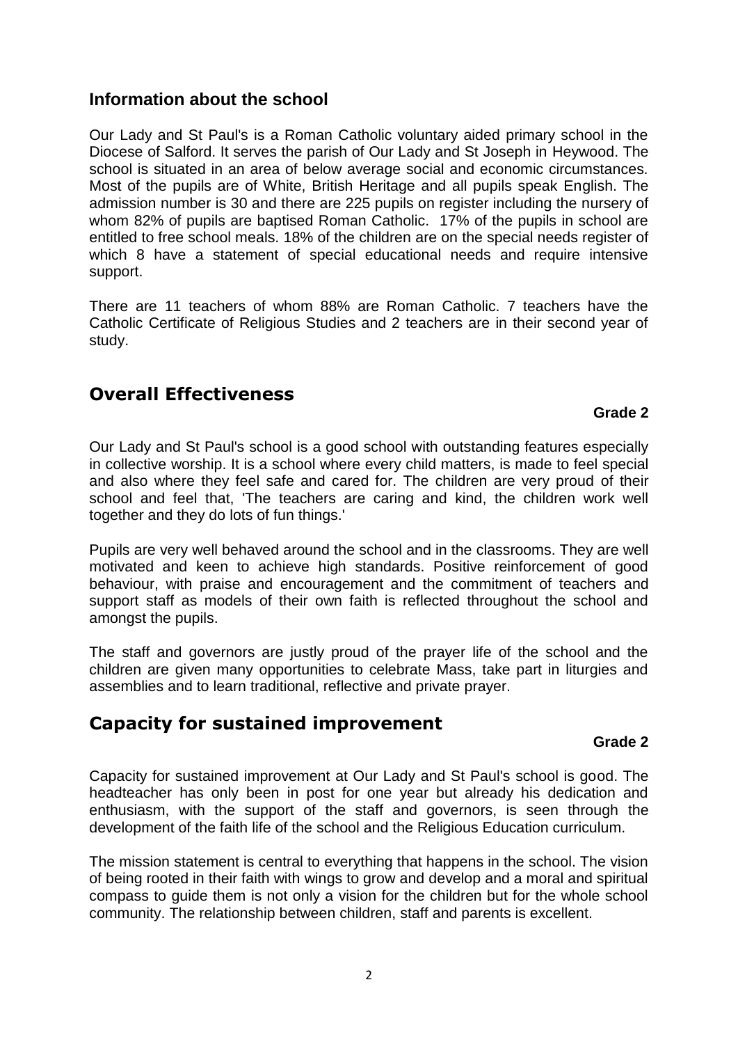## Information about the school

Our Lady and St Paul's is a Roman Catholic voluntary aided primary school in the Diocese of Salford. It serves the parish of Our Lady and St Joseph in Heywood. The school is situated in an area of below average social and economic circumstances. Most of the pupils are of White, British Heritage and all pupils speak English. The admission number is 30 and there are 225 pupils on register including the nursery of whom 82% of pupils are baptised Roman Catholic. 17% of the pupils in school are entitled to free school meals. 18% of the children are on the special needs register of which 8 have a statement of special educational needs and require intensive support.

There are 11 teachers of whom 88% are Roman Catholic. 7 teachers have the Catholic Certificate of Religious Studies and 2 teachers are in their second year of study.

## Overall Effectiveness

**Grade 2**

Our Lady and St Paul's school is a good school with outstanding features especially in collective worship. It is a school where every child matters, is made to feel special and also where they feel safe and cared for. The children are very proud of their school and feel that, 'The teachers are caring and kind, the children work well together and they do lots of fun things.'

Pupils are very well behaved around the school and in the classrooms. They are well motivated and keen to achieve high standards. Positive reinforcement of good behaviour, with praise and encouragement and the commitment of teachers and support staff as models of their own faith is reflected throughout the school and amongst the pupils.

The staff and governors are justly proud of the prayer life of the school and the children are given many opportunities to celebrate Mass, take part in liturgies and assemblies and to learn traditional, reflective and private prayer.

## Capacity for sustained improvement

**Grade 2**

Capacity for sustained improvement at Our Lady and St Paul's school is good. The headteacher has only been in post for one year but already his dedication and enthusiasm, with the support of the staff and governors, is seen through the development of the faith life of the school and the Religious Education curriculum.

The mission statement is central to everything that happens in the school. The vision of being rooted in their faith with wings to grow and develop and a moral and spiritual compass to guide them is not only a vision for the children but for the whole school community. The relationship between children, staff and parents is excellent.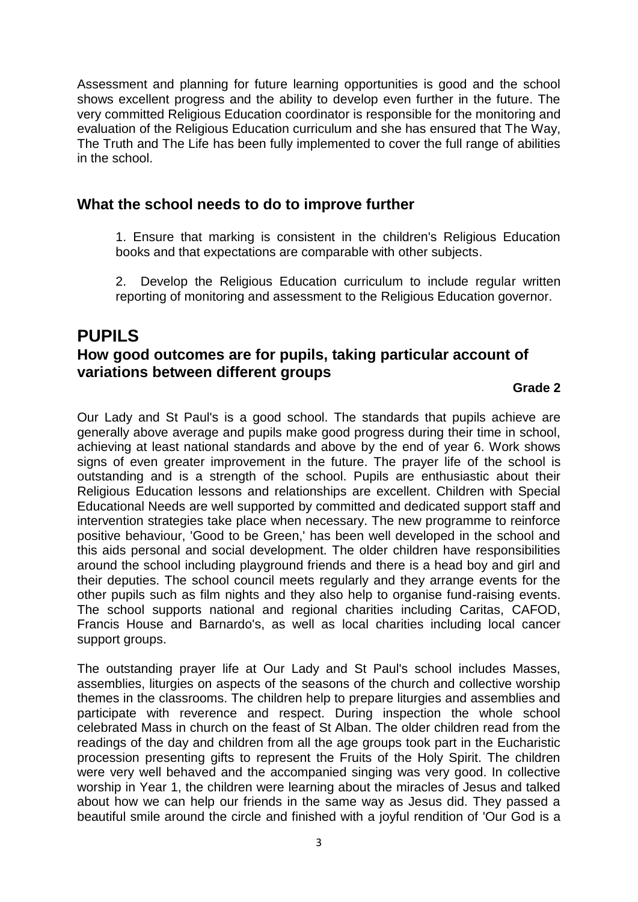Assessment and planning for future learning opportunities is good and the school shows excellent progress and the ability to develop even further in the future. The very committed Religious Education coordinator is responsible for the monitoring and evaluation of the Religious Education curriculum and she has ensured that The Way, The Truth and The Life has been fully implemented to cover the full range of abilities in the school.

## What the school needs to do to improve further

1. Ensure that marking is consistent in the children's Religious Education books and that expectations are comparable with other subjects.

2. Develop the Religious Education curriculum to include regular written reporting of monitoring and assessment to the Religious Education governor.

# PUPILS

## How good outcomes are for pupils, taking particular account of variations between different groups

**Grade 2**

Our Lady and St Paul's is a good school. The standards that pupils achieve are generally above average and pupils make good progress during their time in school, achieving at least national standards and above by the end of year 6. Work shows signs of even greater improvement in the future. The prayer life of the school is outstanding and is a strength of the school. Pupils are enthusiastic about their Religious Education lessons and relationships are excellent. Children with Special Educational Needs are well supported by committed and dedicated support staff and intervention strategies take place when necessary. The new programme to reinforce positive behaviour, 'Good to be Green,' has been well developed in the school and this aids personal and social development. The older children have responsibilities around the school including playground friends and there is a head boy and girl and their deputies. The school council meets regularly and they arrange events for the other pupils such as film nights and they also help to organise fund-raising events. The school supports national and regional charities including Caritas, CAFOD, Francis House and Barnardo's, as well as local charities including local cancer support groups.

The outstanding prayer life at Our Lady and St Paul's school includes Masses, assemblies, liturgies on aspects of the seasons of the church and collective worship themes in the classrooms. The children help to prepare liturgies and assemblies and participate with reverence and respect. During inspection the whole school celebrated Mass in church on the feast of St Alban. The older children read from the readings of the day and children from all the age groups took part in the Eucharistic procession presenting gifts to represent the Fruits of the Holy Spirit. The children were very well behaved and the accompanied singing was very good. In collective worship in Year 1, the children were learning about the miracles of Jesus and talked about how we can help our friends in the same way as Jesus did. They passed a beautiful smile around the circle and finished with a joyful rendition of 'Our God is a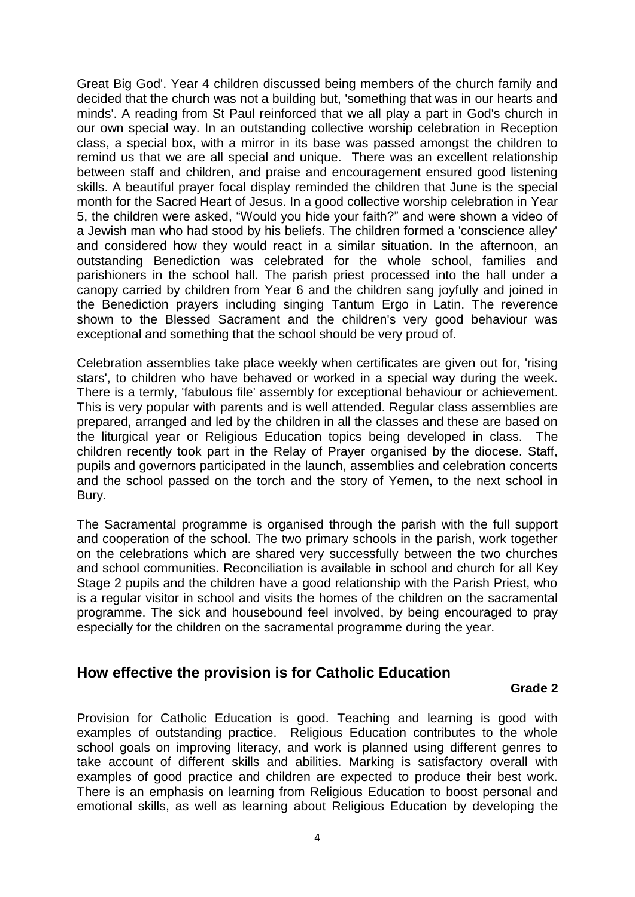Great Big God'. Year 4 children discussed being members of the church family and decided that the church was not a building but, 'something that was in our hearts and minds'. A reading from St Paul reinforced that we all play a part in God's church in our own special way. In an outstanding collective worship celebration in Reception class, a special box, with a mirror in its base was passed amongst the children to remind us that we are all special and unique. There was an excellent relationship between staff and children, and praise and encouragement ensured good listening skills. A beautiful prayer focal display reminded the children that June is the special month for the Sacred Heart of Jesus. In a good collective worship celebration in Year 5, the children were asked, "Would you hide your faith?" and were shown a video of a Jewish man who had stood by his beliefs. The children formed a 'conscience alley' and considered how they would react in a similar situation. In the afternoon, an outstanding Benediction was celebrated for the whole school, families and parishioners in the school hall. The parish priest processed into the hall under a canopy carried by children from Year 6 and the children sang joyfully and joined in the Benediction prayers including singing Tantum Ergo in Latin. The reverence shown to the Blessed Sacrament and the children's very good behaviour was exceptional and something that the school should be very proud of.

Celebration assemblies take place weekly when certificates are given out for, 'rising stars', to children who have behaved or worked in a special way during the week. There is a termly, 'fabulous file' assembly for exceptional behaviour or achievement. This is very popular with parents and is well attended. Regular class assemblies are prepared, arranged and led by the children in all the classes and these are based on the liturgical year or Religious Education topics being developed in class. The children recently took part in the Relay of Prayer organised by the diocese. Staff, pupils and governors participated in the launch, assemblies and celebration concerts and the school passed on the torch and the story of Yemen, to the next school in Bury.

The Sacramental programme is organised through the parish with the full support and cooperation of the school. The two primary schools in the parish, work together on the celebrations which are shared very successfully between the two churches and school communities. Reconciliation is available in school and church for all Key Stage 2 pupils and the children have a good relationship with the Parish Priest, who is a regular visitor in school and visits the homes of the children on the sacramental programme. The sick and housebound feel involved, by being encouraged to pray especially for the children on the sacramental programme during the year.

## How effective the provision is for Catholic Education

**Grade 2**

Provision for Catholic Education is good. Teaching and learning is good with examples of outstanding practice. Religious Education contributes to the whole school goals on improving literacy, and work is planned using different genres to take account of different skills and abilities. Marking is satisfactory overall with examples of good practice and children are expected to produce their best work. There is an emphasis on learning from Religious Education to boost personal and emotional skills, as well as learning about Religious Education by developing the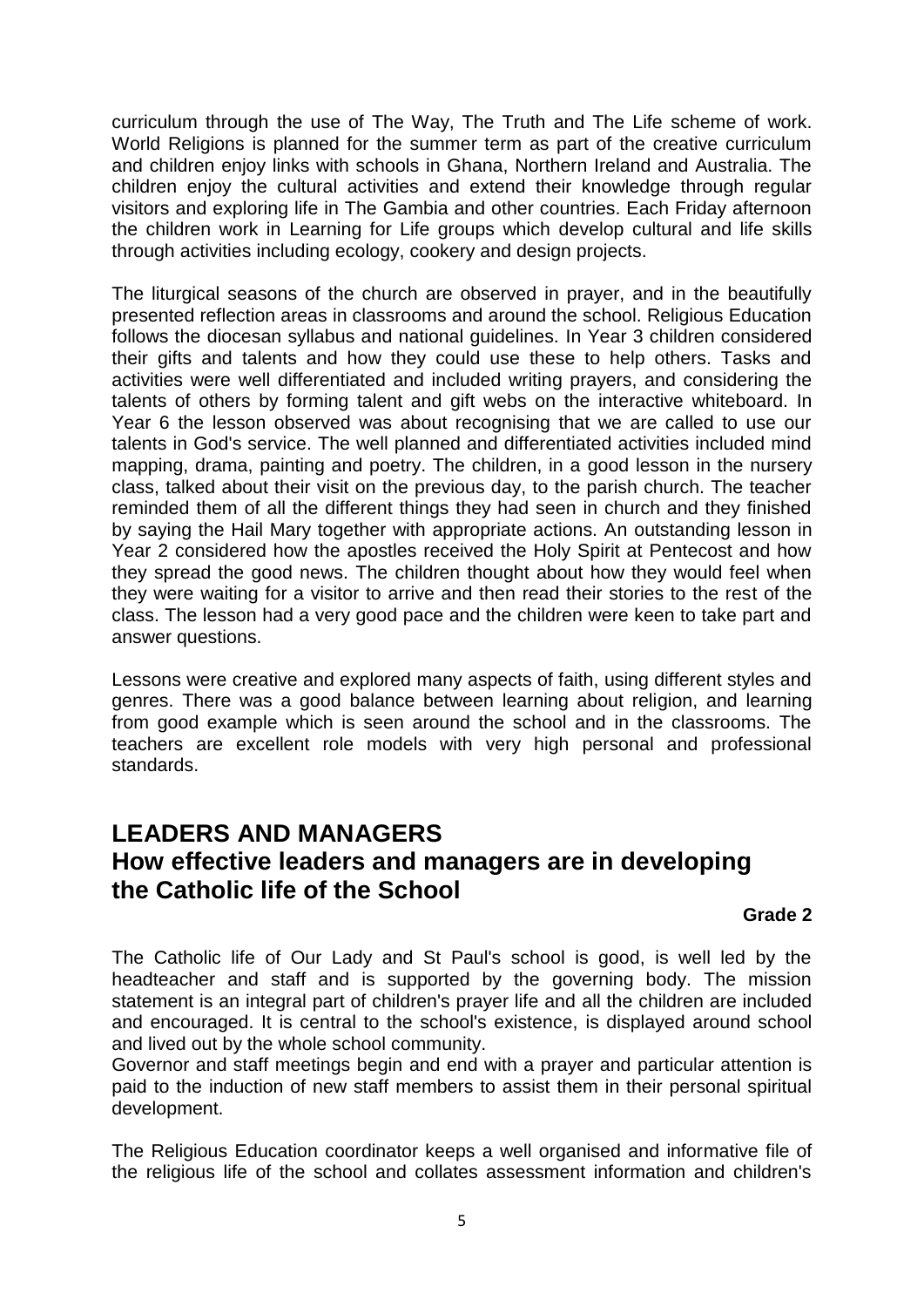curriculum through the use of The Way, The Truth and The Life scheme of work. World Religions is planned for the summer term as part of the creative curriculum and children enjoy links with schools in Ghana, Northern Ireland and Australia. The children enjoy the cultural activities and extend their knowledge through regular visitors and exploring life in The Gambia and other countries. Each Friday afternoon the children work in Learning for Life groups which develop cultural and life skills through activities including ecology, cookery and design projects.

The liturgical seasons of the church are observed in prayer, and in the beautifully presented reflection areas in classrooms and around the school. Religious Education follows the diocesan syllabus and national guidelines. In Year 3 children considered their gifts and talents and how they could use these to help others. Tasks and activities were well differentiated and included writing prayers, and considering the talents of others by forming talent and gift webs on the interactive whiteboard. In Year 6 the lesson observed was about recognising that we are called to use our talents in God's service. The well planned and differentiated activities included mind mapping, drama, painting and poetry. The children, in a good lesson in the nursery class, talked about their visit on the previous day, to the parish church. The teacher reminded them of all the different things they had seen in church and they finished by saying the Hail Mary together with appropriate actions. An outstanding lesson in Year 2 considered how the apostles received the Holy Spirit at Pentecost and how they spread the good news. The children thought about how they would feel when they were waiting for a visitor to arrive and then read their stories to the rest of the class. The lesson had a very good pace and the children were keen to take part and answer questions.

Lessons were creative and explored many aspects of faith, using different styles and genres. There was a good balance between learning about religion, and learning from good example which is seen around the school and in the classrooms. The teachers are excellent role models with very high personal and professional standards.

# LEADERS AND MANAGERS

## How effective leaders and managers are in developing the Catholic life of the School

**Grade 2**

The Catholic life of Our Lady and St Paul's school is good, is well led by the headteacher and staff and is supported by the governing body. The mission statement is an integral part of children's prayer life and all the children are included and encouraged. It is central to the school's existence, is displayed around school and lived out by the whole school community.

Governor and staff meetings begin and end with a prayer and particular attention is paid to the induction of new staff members to assist them in their personal spiritual development.

The Religious Education coordinator keeps a well organised and informative file of the religious life of the school and collates assessment information and children's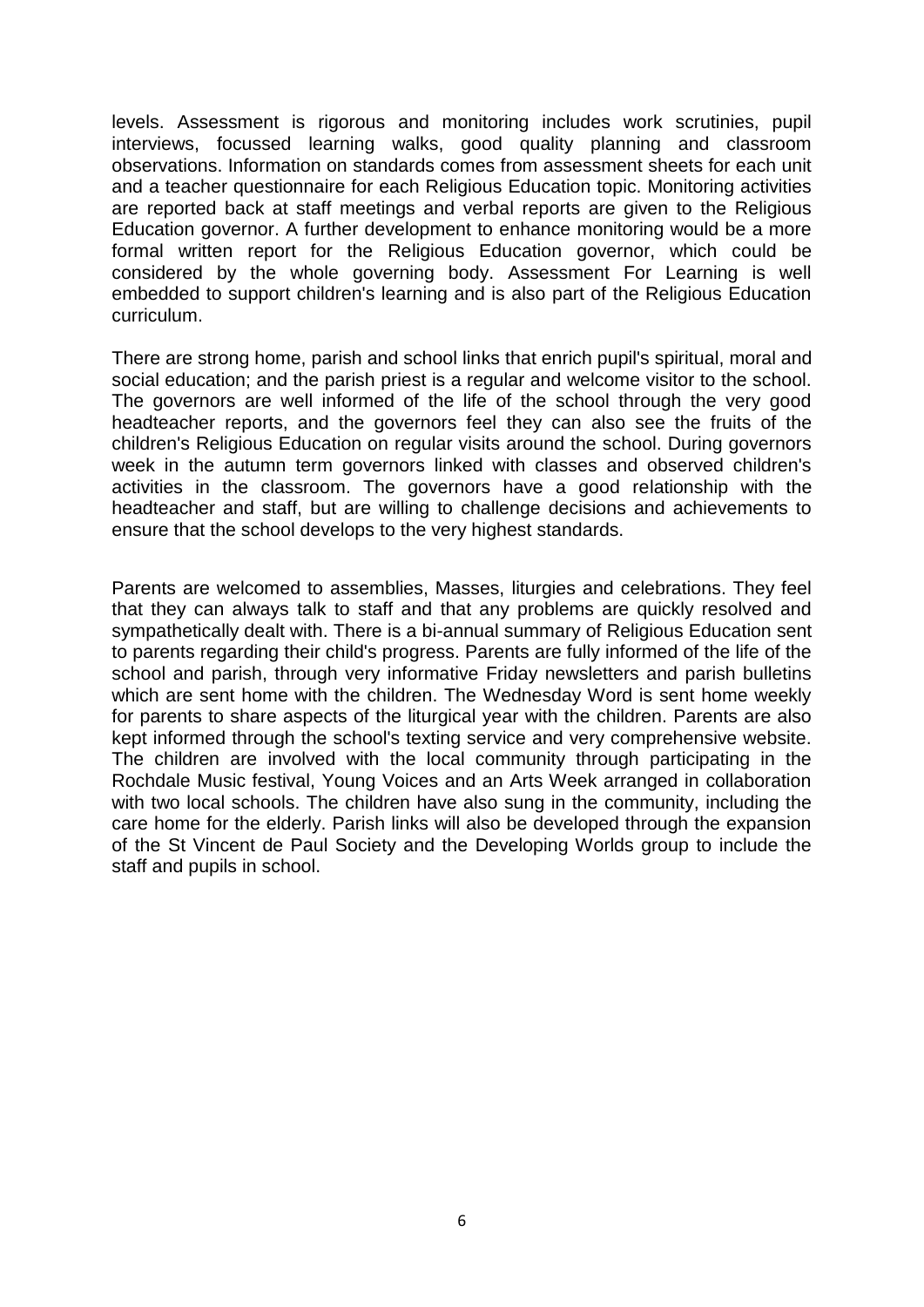levels. Assessment is rigorous and monitoring includes work scrutinies, pupil interviews, focussed learning walks, good quality planning and classroom observations. Information on standards comes from assessment sheets for each unit and a teacher questionnaire for each Religious Education topic. Monitoring activities are reported back at staff meetings and verbal reports are given to the Religious Education governor. A further development to enhance monitoring would be a more formal written report for the Religious Education governor, which could be considered by the whole governing body. Assessment For Learning is well embedded to support children's learning and is also part of the Religious Education curriculum.

There are strong home, parish and school links that enrich pupil's spiritual, moral and social education; and the parish priest is a regular and welcome visitor to the school. The governors are well informed of the life of the school through the very good headteacher reports, and the governors feel they can also see the fruits of the children's Religious Education on regular visits around the school. During governors week in the autumn term governors linked with classes and observed children's activities in the classroom. The governors have a good relationship with the headteacher and staff, but are willing to challenge decisions and achievements to ensure that the school develops to the very highest standards.

Parents are welcomed to assemblies, Masses, liturgies and celebrations. They feel that they can always talk to staff and that any problems are quickly resolved and sympathetically dealt with. There is a bi-annual summary of Religious Education sent to parents regarding their child's progress. Parents are fully informed of the life of the school and parish, through very informative Friday newsletters and parish bulletins which are sent home with the children. The Wednesday Word is sent home weekly for parents to share aspects of the liturgical year with the children. Parents are also kept informed through the school's texting service and very comprehensive website. The children are involved with the local community through participating in the Rochdale Music festival, Young Voices and an Arts Week arranged in collaboration with two local schools. The children have also sung in the community, including the care home for the elderly. Parish links will also be developed through the expansion of the St Vincent de Paul Society and the Developing Worlds group to include the staff and pupils in school.